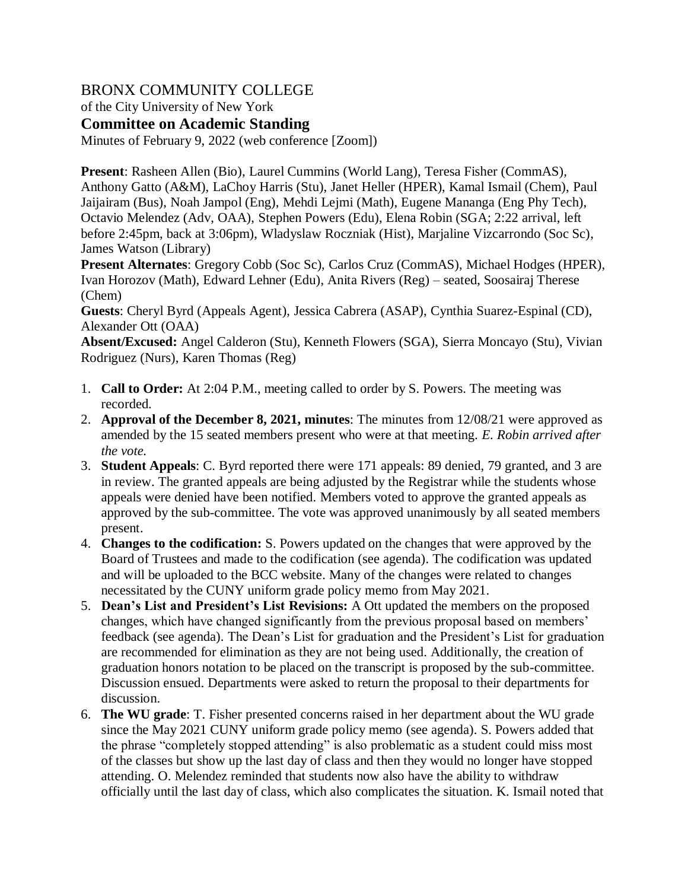BRONX COMMUNITY COLLEGE

of the City University of New York

**Committee on Academic Standing**

Minutes of February 9, 2022 (web conference [Zoom])

**Present**: Rasheen Allen (Bio), Laurel Cummins (World Lang), Teresa Fisher (CommAS), Anthony Gatto (A&M), LaChoy Harris (Stu), Janet Heller (HPER), Kamal Ismail (Chem), Paul Jaijairam (Bus), Noah Jampol (Eng), Mehdi Lejmi (Math), Eugene Mananga (Eng Phy Tech), Octavio Melendez (Adv, OAA), Stephen Powers (Edu), Elena Robin (SGA; 2:22 arrival, left before 2:45pm, back at 3:06pm), Wladyslaw Roczniak (Hist), Marjaline Vizcarrondo (Soc Sc), James Watson (Library)

**Present Alternates**: Gregory Cobb (Soc Sc), Carlos Cruz (CommAS), Michael Hodges (HPER), Ivan Horozov (Math), Edward Lehner (Edu), Anita Rivers (Reg) – seated, Soosairaj Therese (Chem)

**Guests**: Cheryl Byrd (Appeals Agent), Jessica Cabrera (ASAP), Cynthia Suarez-Espinal (CD), Alexander Ott (OAA)

**Absent/Excused:** Angel Calderon (Stu), Kenneth Flowers (SGA), Sierra Moncayo (Stu), Vivian Rodriguez (Nurs), Karen Thomas (Reg)

1. **Call to Order:** At 2:04 P.M., meeting called to order by S. Powers. The meeting was recorded.
2. **Approval of the December 8, 2021, minutes**: The minutes from 12/08/21 were approved as amended by the 15 seated members present who were at that meeting. *E. Robin arrived after the vote.*
3. **Student Appeals**: C. Byrd reported there were 171 appeals: 89 denied, 79 granted, and 3 are in review. The granted appeals are being adjusted by the Registrar while the students whose appeals were denied have been notified. Members voted to approve the granted appeals as approved by the sub-committee. The vote was approved unanimously by all seated members present.
4. **Changes to the codification:** S. Powers updated on the changes that were approved by the Board of Trustees and made to the codification (see agenda). The codification was updated and will be uploaded to the BCC website. Many of the changes were related to changes necessitated by the CUNY uniform grade policy memo from May 2021.
5. **Dean's List and President's List Revisions:** A Ott updated the members on the proposed changes, which have changed significantly from the previous proposal based on members' feedback (see agenda). The Dean's List for graduation and the President's List for graduation are recommended for elimination as they are not being used. Additionally, the creation of graduation honors notation to be placed on the transcript is proposed by the sub-committee. Discussion ensued. Departments were asked to return the proposal to their departments for discussion.
6. **The WU grade**: T. Fisher presented concerns raised in her department about the WU grade since the May 2021 CUNY uniform grade policy memo (see agenda). S. Powers added that the phrase "completely stopped attending" is also problematic as a student could miss most of the classes but show up the last day of class and then they would no longer have stopped attending. O. Melendez reminded that students now also have the ability to withdraw officially until the last day of class, which also complicates the situation. K. Ismail noted that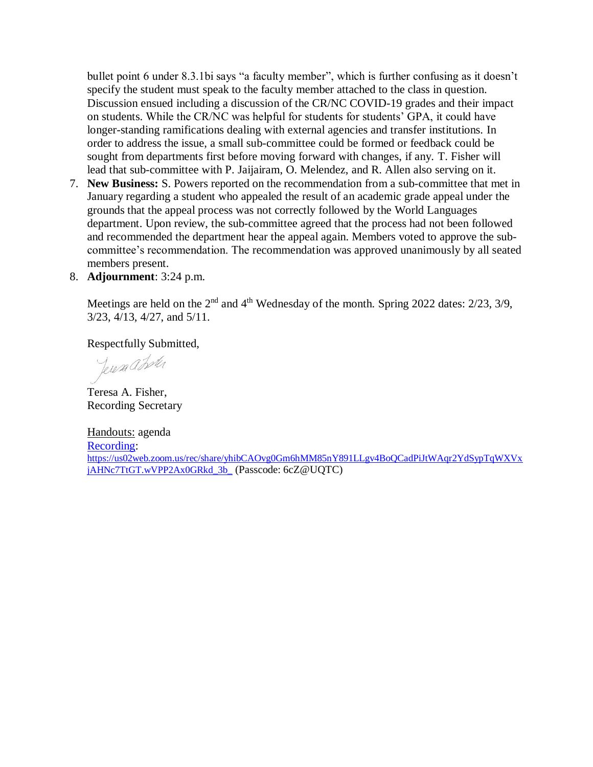bullet point 6 under 8.3.1bi says "a faculty member", which is further confusing as it doesn't specify the student must speak to the faculty member attached to the class in question. Discussion ensued including a discussion of the CR/NC COVID-19 grades and their impact on students. While the CR/NC was helpful for students for students' GPA, it could have longer-standing ramifications dealing with external agencies and transfer institutions. In order to address the issue, a small sub-committee could be formed or feedback could be sought from departments first before moving forward with changes, if any. T. Fisher will lead that sub-committee with P. Jaijairam, O. Melendez, and R. Allen also serving on it.

7. **New Business:** S. Powers reported on the recommendation from a sub-committee that met in January regarding a student who appealed the result of an academic grade appeal under the grounds that the appeal process was not correctly followed by the World Languages department. Upon review, the sub-committee agreed that the process had not been followed and recommended the department hear the appeal again. Members voted to approve the sub-committee's recommendation. The recommendation was approved unanimously by all seated members present.
8. **Adjournment**: 3:24 p.m.

Meetings are held on the 2nd and 4th Wednesday of the month. Spring 2022 dates: 2/23, 3/9, 3/23, 4/13, 4/27, and 5/11.

Respectfully Submitted,

Teresa A. Fisher,
Recording Secretary

Handouts: agenda
Recording:
https://us02web.zoom.us/rec/share/yhibCAOvg0Gm6hMM85nY891LLgv4BoQCadPiJtWAqr2YdSypTqWXVxjAHNc7TtGT.wVPP2Ax0GRkd_3b_ (Passcode: 6cZ@UQTC)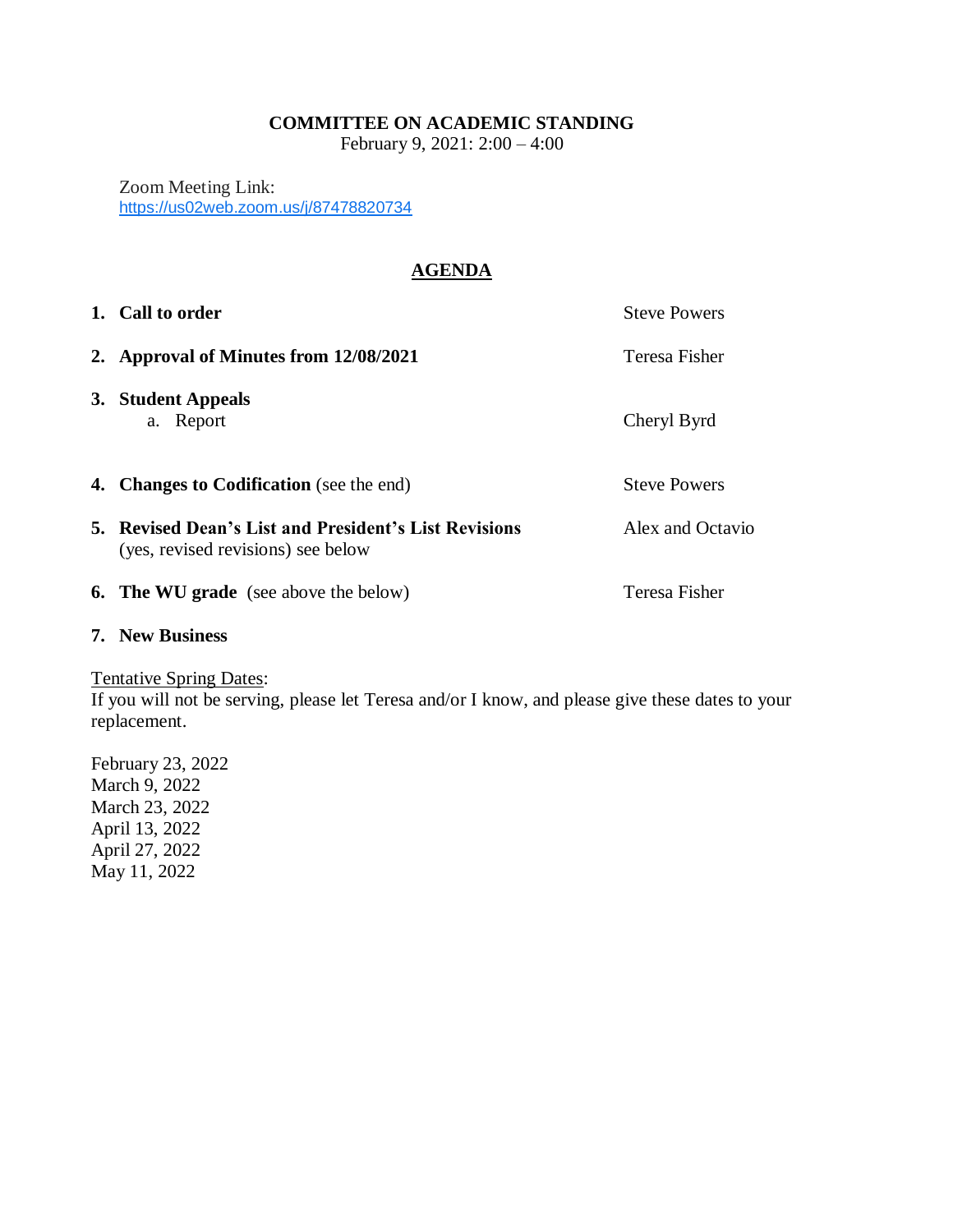**COMMITTEE ON ACADEMIC STANDING**

February 9, 2021: 2:00 – 4:00

Zoom Meeting Link:
https://us02web.zoom.us/j/87478820734

## AGENDA

| | |
|---|---|
| 1. **Call to order** | Steve Powers |
| 2. **Approval of Minutes from 12/08/2021** | Teresa Fisher |
| 3. **Student Appeals** | |
| a. Report | Cheryl Byrd |
| 4. **Changes to Codification** (see the end) | Steve Powers |
| 5. **Revised Dean's List and President's List Revisions** (yes, revised revisions) see below | Alex and Octavio |
| 6. **The WU grade** (see above the below) | Teresa Fisher |
| 7. **New Business** | |

Tentative Spring Dates:
If you will not be serving, please let Teresa and/or I know, and please give these dates to your replacement.

February 23, 2022
March 9, 2022
March 23, 2022
April 13, 2022
April 27, 2022
May 11, 2022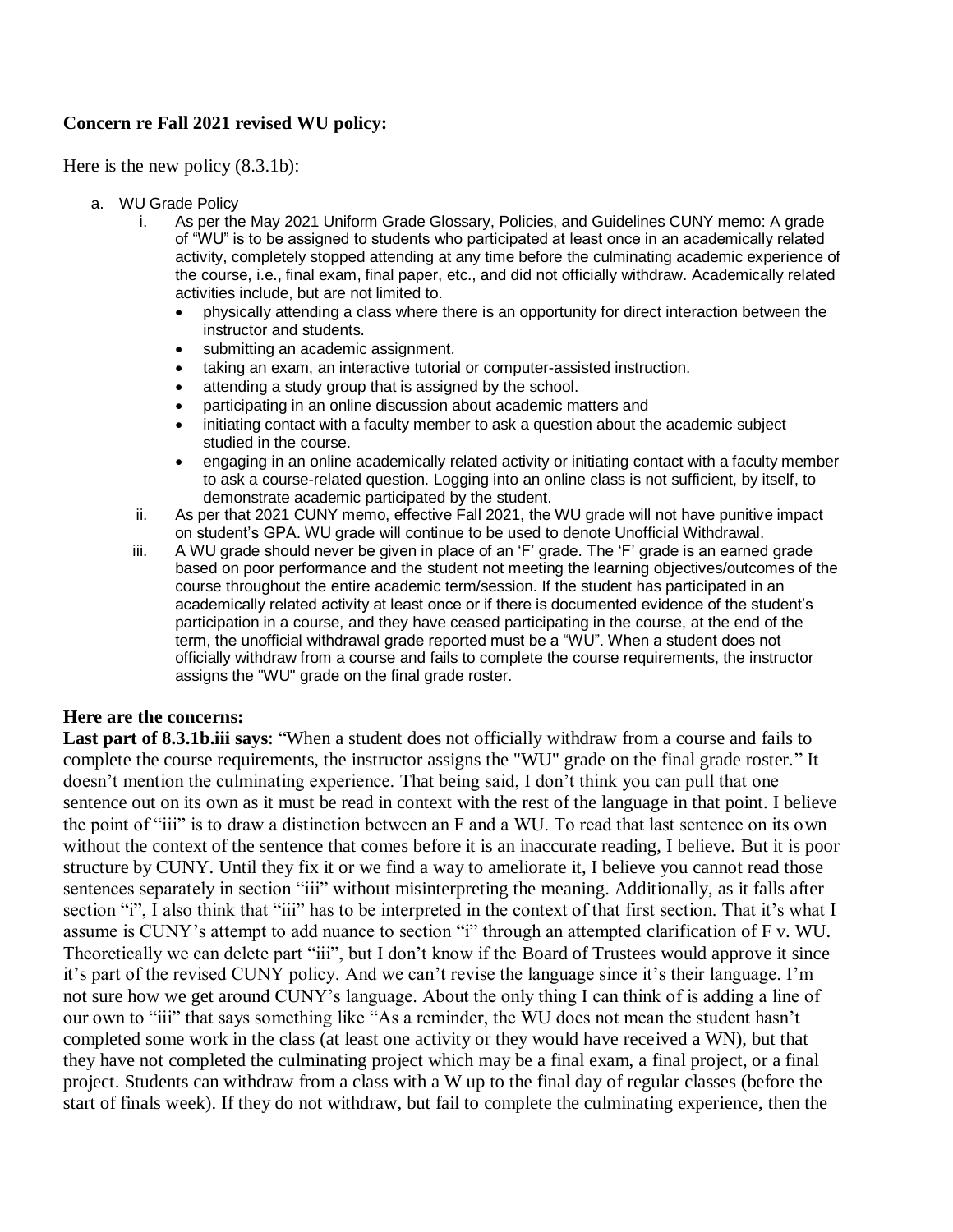**Concern re Fall 2021 revised WU policy:**

Here is the new policy (8.3.1b):

a. WU Grade Policy
   i. As per the May 2021 Uniform Grade Glossary, Policies, and Guidelines CUNY memo: A grade of "WU" is to be assigned to students who participated at least once in an academically related activity, completely stopped attending at any time before the culminating academic experience of the course, i.e., final exam, final paper, etc., and did not officially withdraw. Academically related activities include, but are not limited to.
      - physically attending a class where there is an opportunity for direct interaction between the instructor and students.
      - submitting an academic assignment.
      - taking an exam, an interactive tutorial or computer-assisted instruction.
      - attending a study group that is assigned by the school.
      - participating in an online discussion about academic matters and
      - initiating contact with a faculty member to ask a question about the academic subject studied in the course.
      - engaging in an online academically related activity or initiating contact with a faculty member to ask a course-related question. Logging into an online class is not sufficient, by itself, to demonstrate academic participated by the student.

   ii. As per that 2021 CUNY memo, effective Fall 2021, the WU grade will not have punitive impact on student's GPA. WU grade will continue to be used to denote Unofficial Withdrawal.

   iii. A WU grade should never be given in place of an 'F' grade. The 'F' grade is an earned grade based on poor performance and the student not meeting the learning objectives/outcomes of the course throughout the entire academic term/session. If the student has participated in an academically related activity at least once or if there is documented evidence of the student's participation in a course, and they have ceased participating in the course, at the end of the term, the unofficial withdrawal grade reported must be a "WU". When a student does not officially withdraw from a course and fails to complete the course requirements, the instructor assigns the "WU" grade on the final grade roster.

**Here are the concerns:**

**Last part of 8.3.1b.iii says**: "When a student does not officially withdraw from a course and fails to complete the course requirements, the instructor assigns the "WU" grade on the final grade roster." It doesn't mention the culminating experience. That being said, I don't think you can pull that one sentence out on its own as it must be read in context with the rest of the language in that point. I believe the point of "iii" is to draw a distinction between an F and a WU. To read that last sentence on its own without the context of the sentence that comes before it is an inaccurate reading, I believe. But it is poor structure by CUNY. Until they fix it or we find a way to ameliorate it, I believe you cannot read those sentences separately in section "iii" without misinterpreting the meaning. Additionally, as it falls after section "i", I also think that "iii" has to be interpreted in the context of that first section. That it's what I assume is CUNY's attempt to add nuance to section "i" through an attempted clarification of F v. WU. Theoretically we can delete part "iii", but I don't know if the Board of Trustees would approve it since it's part of the revised CUNY policy. And we can't revise the language since it's their language. I'm not sure how we get around CUNY's language. About the only thing I can think of is adding a line of our own to "iii" that says something like "As a reminder, the WU does not mean the student hasn't completed some work in the class (at least one activity or they would have received a WN), but that they have not completed the culminating project which may be a final exam, a final project, or a final project. Students can withdraw from a class with a W up to the final day of regular classes (before the start of finals week). If they do not withdraw, but fail to complete the culminating experience, then the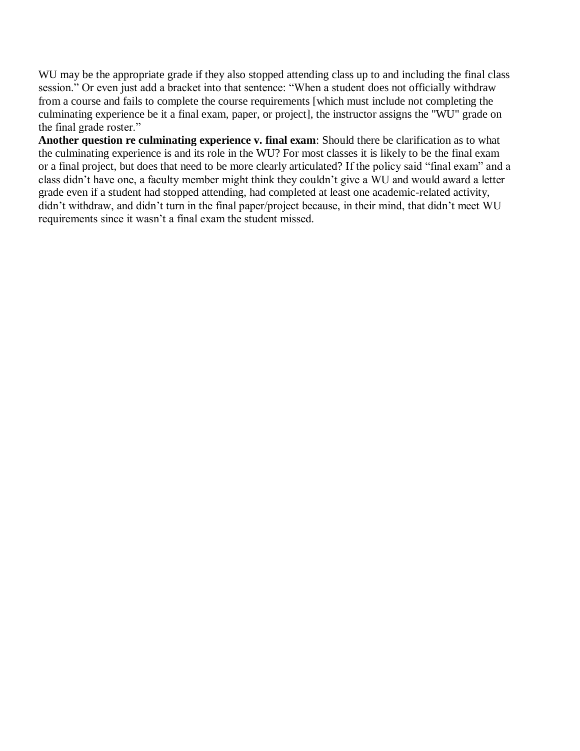WU may be the appropriate grade if they also stopped attending class up to and including the final class session." Or even just add a bracket into that sentence: "When a student does not officially withdraw from a course and fails to complete the course requirements [which must include not completing the culminating experience be it a final exam, paper, or project], the instructor assigns the "WU" grade on the final grade roster."

**Another question re culminating experience v. final exam**: Should there be clarification as to what the culminating experience is and its role in the WU? For most classes it is likely to be the final exam or a final project, but does that need to be more clearly articulated? If the policy said "final exam" and a class didn't have one, a faculty member might think they couldn't give a WU and would award a letter grade even if a student had stopped attending, had completed at least one academic-related activity, didn't withdraw, and didn't turn in the final paper/project because, in their mind, that didn't meet WU requirements since it wasn't a final exam the student missed.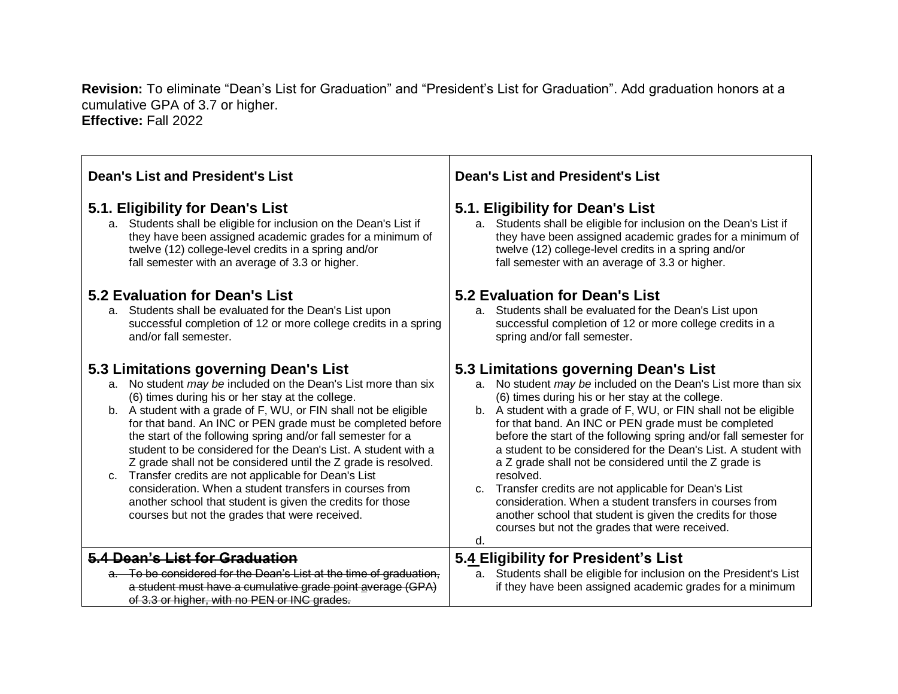**Revision:** To eliminate “Dean’s List for Graduation” and “President’s List for Graduation”. Add graduation honors at a cumulative GPA of 3.7 or higher.
**Effective:** Fall 2022

| Dean's List and President's List | Dean's List and President's List |
|---|---|
| **5.1. Eligibility for Dean's List**<br>a. Students shall be eligible for inclusion on the Dean's List if they have been assigned academic grades for a minimum of twelve (12) college-level credits in a spring and/or fall semester with an average of 3.3 or higher.<br><br>**5.2 Evaluation for Dean's List**<br>a. Students shall be evaluated for the Dean's List upon successful completion of 12 or more college credits in a spring and/or fall semester.<br><br>**5.3 Limitations governing Dean's List**<br>a. No student *may be* included on the Dean's List more than six (6) times during his or her stay at the college.<br>b. A student with a grade of F, WU, or FIN shall not be eligible for that band. An INC or PEN grade must be completed before the start of the following spring and/or fall semester for a student to be considered for the Dean's List. A student with a Z grade shall not be considered until the Z grade is resolved.<br>c. Transfer credits are not applicable for Dean's List consideration. When a student transfers in courses from another school that student is given the credits for those courses but not the grades that were received. | **5.1. Eligibility for Dean's List**<br>a. Students shall be eligible for inclusion on the Dean's List if they have been assigned academic grades for a minimum of twelve (12) college-level credits in a spring and/or fall semester with an average of 3.3 or higher.<br><br>**5.2 Evaluation for Dean's List**<br>a. Students shall be evaluated for the Dean's List upon successful completion of 12 or more college credits in a spring and/or fall semester.<br><br>**5.3 Limitations governing Dean's List**<br>a. No student *may be* included on the Dean's List more than six (6) times during his or her stay at the college.<br>b. A student with a grade of F, WU, or FIN shall not be eligible for that band. An INC or PEN grade must be completed before the start of the following spring and/or fall semester for a student to be considered for the Dean's List. A student with a Z grade shall not be considered until the Z grade is resolved.<br>c. Transfer credits are not applicable for Dean's List consideration. When a student transfers in courses from another school that student is given the credits for those courses but not the grades that were received.<br>d. |
| ~~**5.4 Dean’s List for Graduation**~~<br>~~a. To be considered for the Dean’s List at the time of graduation, a student must have a cumulative grade point average (GPA) of 3.3 or higher, with no PEN or INC grades.~~ | **5.4 Eligibility for President’s List**<br>a. Students shall be eligible for inclusion on the President's List if they have been assigned academic grades for a minimum |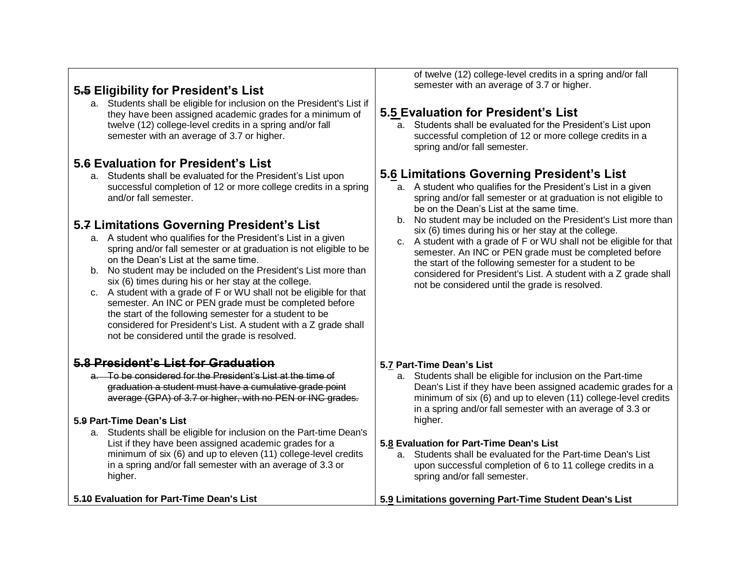## 5~~.5~~ Eligibility for President's List

a. Students shall be eligible for inclusion on the President's List if they have been assigned academic grades for a minimum of twelve (12) college-level credits in a spring and/or fall semester with an average of 3.7 or higher.

## 5.~~6~~ Evaluation for President's List

a. Students shall be evaluated for the President's List upon successful completion of 12 or more college credits in a spring and/or fall semester.

## 5.~~7~~ Limitations Governing President's List

a. A student who qualifies for the President's List in a given spring and/or fall semester or at graduation is not eligible to be on the Dean's List at the same time.
b. No student may be included on the President's List more than six (6) times during his or her stay at the college.
c. A student with a grade of F or WU shall not be eligible for that semester. An INC or PEN grade must be completed before the start of the following semester for a student to be considered for President's List. A student with a Z grade shall not be considered until the grade is resolved.

## ~~5.8 President's List for Graduation~~

~~a. To be considered for the President's List at the time of graduation a student must have a cumulative grade point average (GPA) of 3.7 or higher, with no PEN or INC grades.~~

**5.~~9~~ Part-Time Dean's List**

a. Students shall be eligible for inclusion on the Part-time Dean's List if they have been assigned academic grades for a minimum of six (6) and up to eleven (11) college-level credits in a spring and/or fall semester with an average of 3.3 or higher.

**5.~~10~~ Evaluation for Part-Time Dean's List**

of twelve (12) college-level credits in a spring and/or fall semester with an average of 3.7 or higher.

## 5.5 Evaluation for President's List

a. Students shall be evaluated for the President's List upon successful completion of 12 or more college credits in a spring and/or fall semester.

## 5.6 Limitations Governing President's List

a. A student who qualifies for the President's List in a given spring and/or fall semester or at graduation is not eligible to be on the Dean's List at the same time.
b. No student may be included on the President's List more than six (6) times during his or her stay at the college.
c. A student with a grade of F or WU shall not be eligible for that semester. An INC or PEN grade must be completed before the start of the following semester for a student to be considered for President's List. A student with a Z grade shall not be considered until the grade is resolved.

**5.7 Part-Time Dean's List**

a. Students shall be eligible for inclusion on the Part-time Dean's List if they have been assigned academic grades for a minimum of six (6) and up to eleven (11) college-level credits in a spring and/or fall semester with an average of 3.3 or higher.

**5.8 Evaluation for Part-Time Dean's List**

a. Students shall be evaluated for the Part-time Dean's List upon successful completion of 6 to 11 college credits in a spring and/or fall semester.

**5.9 Limitations governing Part-Time Student Dean's List**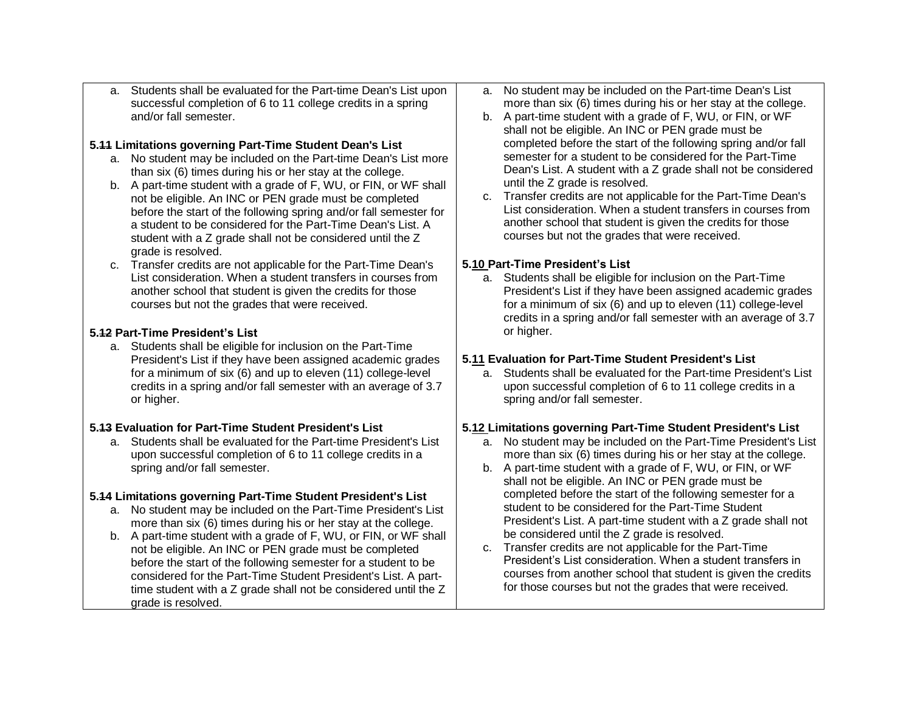a. Students shall be evaluated for the Part-time Dean's List upon successful completion of 6 to 11 college credits in a spring and/or fall semester.

**5.~~11~~ Limitations governing Part-Time Student Dean's List**

a. No student may be included on the Part-time Dean's List more than six (6) times during his or her stay at the college.
b. A part-time student with a grade of F, WU, or FIN, or WF shall not be eligible. An INC or PEN grade must be completed before the start of the following spring and/or fall semester for a student to be considered for the Part-Time Dean's List. A student with a Z grade shall not be considered until the Z grade is resolved.
c. Transfer credits are not applicable for the Part-Time Dean's List consideration. When a student transfers in courses from another school that student is given the credits for those courses but not the grades that were received.

**5.~~12~~ Part-Time President's List**

a. Students shall be eligible for inclusion on the Part-Time President's List if they have been assigned academic grades for a minimum of six (6) and up to eleven (11) college-level credits in a spring and/or fall semester with an average of 3.7 or higher.

**5.~~13~~ Evaluation for Part-Time Student President's List**

a. Students shall be evaluated for the Part-time President's List upon successful completion of 6 to 11 college credits in a spring and/or fall semester.

**5.~~14~~ Limitations governing Part-Time Student President's List**

a. No student may be included on the Part-Time President's List more than six (6) times during his or her stay at the college.
b. A part-time student with a grade of F, WU, or FIN, or WF shall not be eligible. An INC or PEN grade must be completed before the start of the following semester for a student to be considered for the Part-Time Student President's List. A part-time student with a Z grade shall not be considered until the Z grade is resolved.

---

a. No student may be included on the Part-time Dean's List more than six (6) times during his or her stay at the college.
b. A part-time student with a grade of F, WU, or FIN, or WF shall not be eligible. An INC or PEN grade must be completed before the start of the following spring and/or fall semester for a student to be considered for the Part-Time Dean's List. A student with a Z grade shall not be considered until the Z grade is resolved.
c. Transfer credits are not applicable for the Part-Time Dean's List consideration. When a student transfers in courses from another school that student is given the credits for those courses but not the grades that were received.

**5.<u>10</u> Part-Time President's List**

a. Students shall be eligible for inclusion on the Part-Time President's List if they have been assigned academic grades for a minimum of six (6) and up to eleven (11) college-level credits in a spring and/or fall semester with an average of 3.7 or higher.

**5.<u>11</u> Evaluation for Part-Time Student President's List**

a. Students shall be evaluated for the Part-time President's List upon successful completion of 6 to 11 college credits in a spring and/or fall semester.

**5.<u>12</u> Limitations governing Part-Time Student President's List**

a. No student may be included on the Part-Time President's List more than six (6) times during his or her stay at the college.
b. A part-time student with a grade of F, WU, or FIN, or WF shall not be eligible. An INC or PEN grade must be completed before the start of the following semester for a student to be considered for the Part-Time Student President's List. A part-time student with a Z grade shall not be considered until the Z grade is resolved.
c. Transfer credits are not applicable for the Part-Time President's List consideration. When a student transfers in courses from another school that student is given the credits for those courses but not the grades that were received.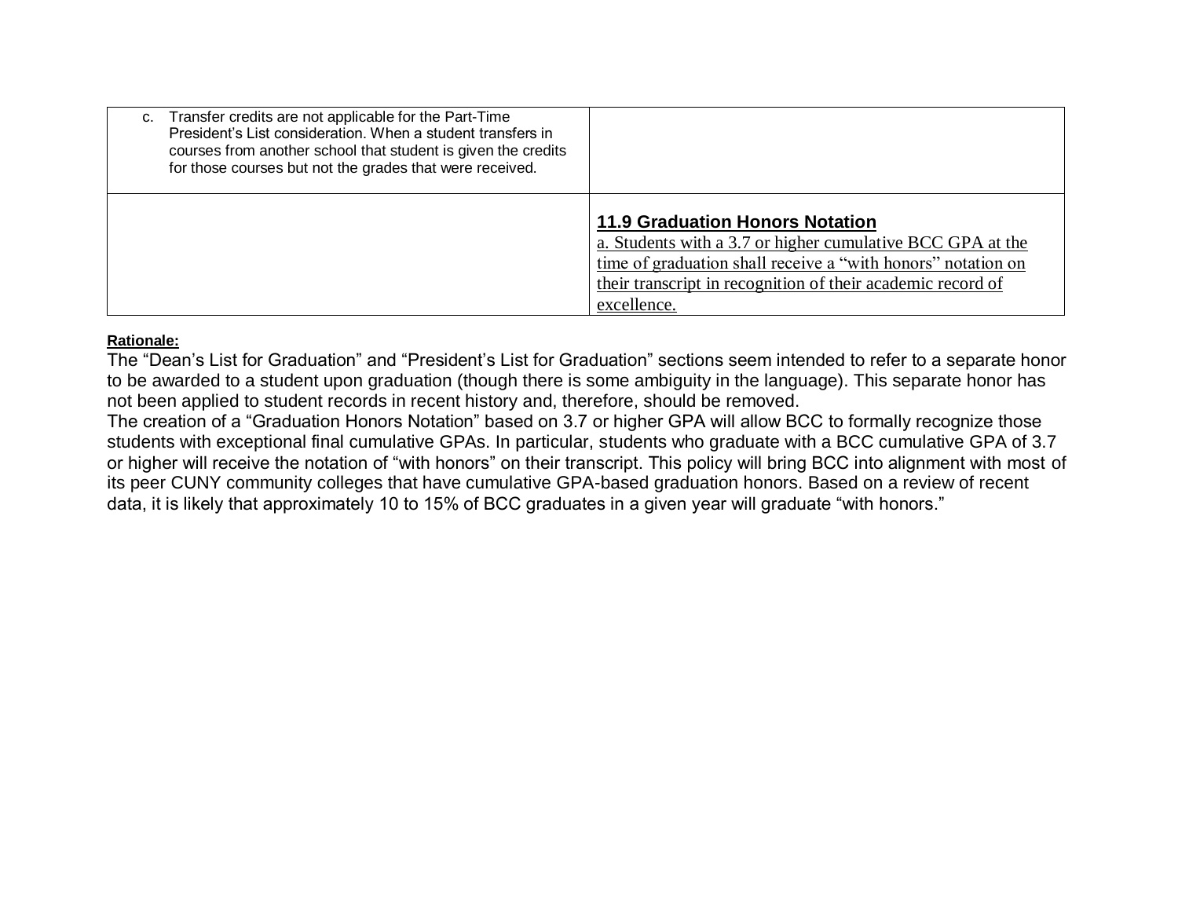| | |
|---|---|
| c. Transfer credits are not applicable for the Part-Time President's List consideration. When a student transfers in courses from another school that student is given the credits for those courses but not the grades that were received. | |
| | **11.9 Graduation Honors Notation**<br>a. Students with a 3.7 or higher cumulative BCC GPA at the time of graduation shall receive a "with honors" notation on their transcript in recognition of their academic record of excellence. |

**Rationale:**

The "Dean's List for Graduation" and "President's List for Graduation" sections seem intended to refer to a separate honor to be awarded to a student upon graduation (though there is some ambiguity in the language). This separate honor has not been applied to student records in recent history and, therefore, should be removed.

The creation of a "Graduation Honors Notation" based on 3.7 or higher GPA will allow BCC to formally recognize those students with exceptional final cumulative GPAs. In particular, students who graduate with a BCC cumulative GPA of 3.7 or higher will receive the notation of "with honors" on their transcript. This policy will bring BCC into alignment with most of its peer CUNY community colleges that have cumulative GPA-based graduation honors. Based on a review of recent data, it is likely that approximately 10 to 15% of BCC graduates in a given year will graduate "with honors."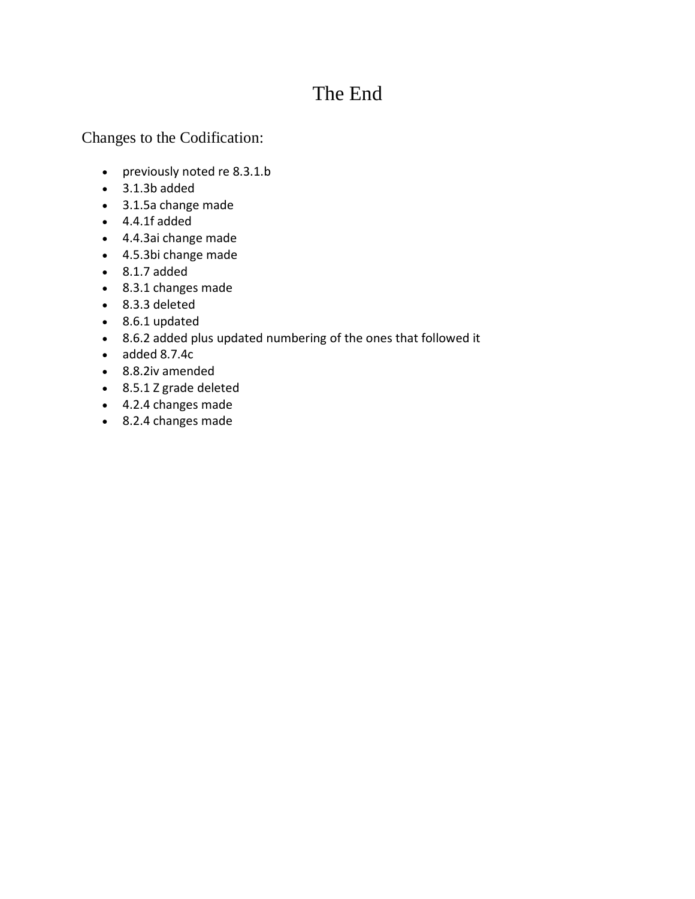# The End

Changes to the Codification:

- previously noted re 8.3.1.b
- 3.1.3b added
- 3.1.5a change made
- 4.4.1f added
- 4.4.3ai change made
- 4.5.3bi change made
- 8.1.7 added
- 8.3.1 changes made
- 8.3.3 deleted
- 8.6.1 updated
- 8.6.2 added plus updated numbering of the ones that followed it
- added 8.7.4c
- 8.8.2iv amended
- 8.5.1 Z grade deleted
- 4.2.4 changes made
- 8.2.4 changes made